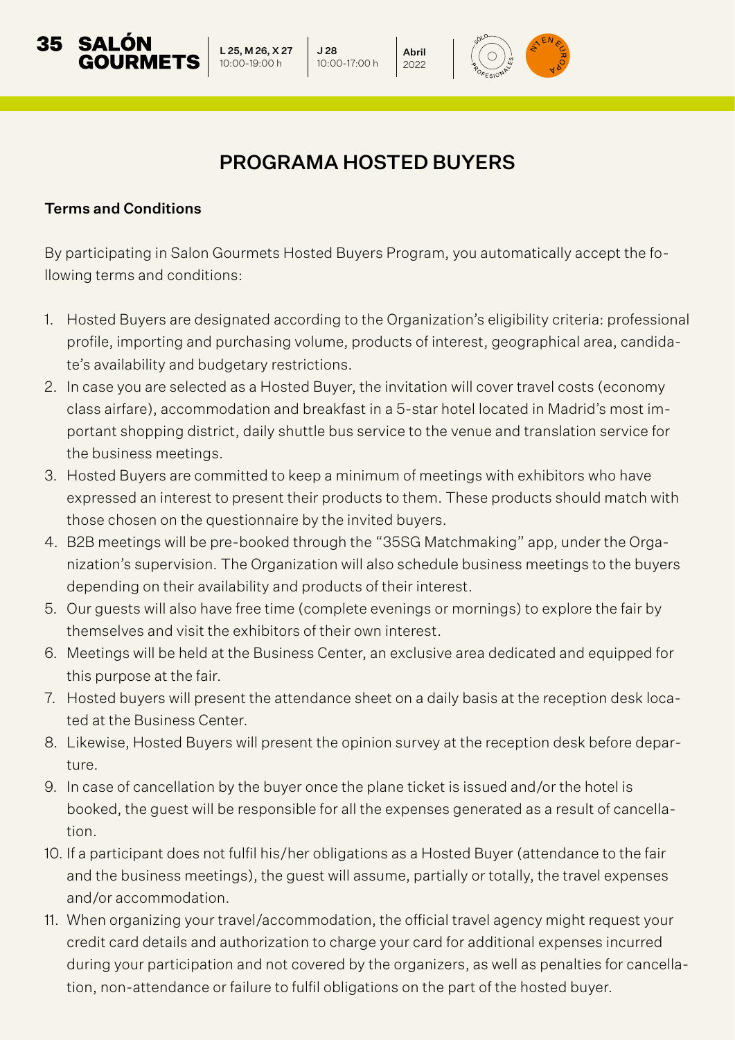# PROGRAMA HOSTED BUYERS

**Terms and Conditions**

By participating in Salon Gourmets Hosted Buyers Program, you automatically accept the following terms and conditions:

1. Hosted Buyers are designated according to the Organization's eligibility criteria: professional profile, importing and purchasing volume, products of interest, geographical area, candidate's availability and budgetary restrictions.
2. In case you are selected as a Hosted Buyer, the invitation will cover travel costs (economy class airfare), accommodation and breakfast in a 5-star hotel located in Madrid's most important shopping district, daily shuttle bus service to the venue and translation service for the business meetings.
3. Hosted Buyers are committed to keep a minimum of meetings with exhibitors who have expressed an interest to present their products to them. These products should match with those chosen on the questionnaire by the invited buyers.
4. B2B meetings will be pre-booked through the "35SG Matchmaking" app, under the Organization's supervision. The Organization will also schedule business meetings to the buyers depending on their availability and products of their interest.
5. Our guests will also have free time (complete evenings or mornings) to explore the fair by themselves and visit the exhibitors of their own interest.
6. Meetings will be held at the Business Center, an exclusive area dedicated and equipped for this purpose at the fair.
7. Hosted buyers will present the attendance sheet on a daily basis at the reception desk located at the Business Center.
8. Likewise, Hosted Buyers will present the opinion survey at the reception desk before departure.
9. In case of cancellation by the buyer once the plane ticket is issued and/or the hotel is booked, the guest will be responsible for all the expenses generated as a result of cancellation.
10. If a participant does not fulfil his/her obligations as a Hosted Buyer (attendance to the fair and the business meetings), the guest will assume, partially or totally, the travel expenses and/or accommodation.
11. When organizing your travel/accommodation, the official travel agency might request your credit card details and authorization to charge your card for additional expenses incurred during your participation and not covered by the organizers, as well as penalties for cancellation, non-attendance or failure to fulfil obligations on the part of the hosted buyer.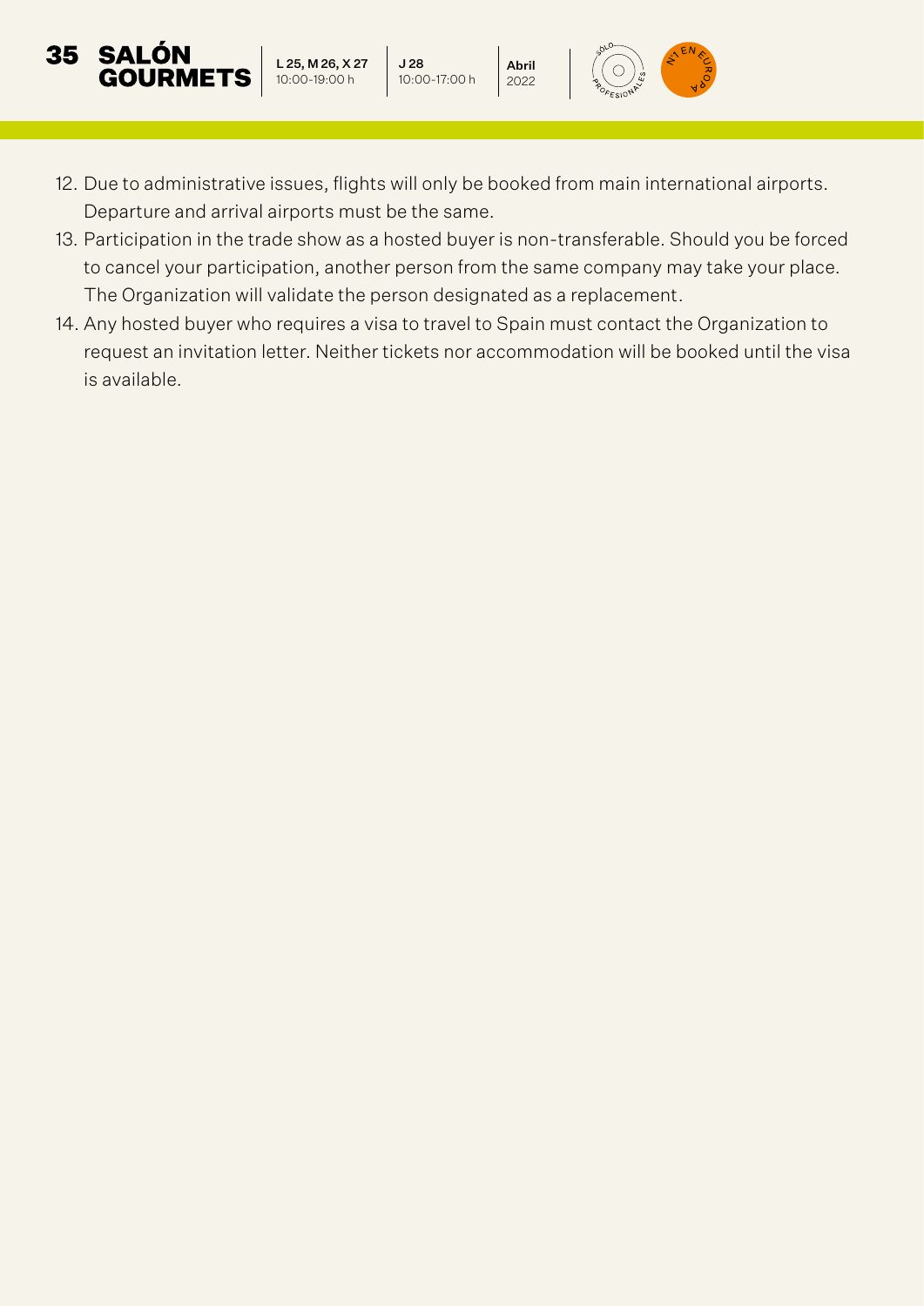12. Due to administrative issues, flights will only be booked from main international airports. Departure and arrival airports must be the same.
13. Participation in the trade show as a hosted buyer is non-transferable. Should you be forced to cancel your participation, another person from the same company may take your place. The Organization will validate the person designated as a replacement.
14. Any hosted buyer who requires a visa to travel to Spain must contact the Organization to request an invitation letter. Neither tickets nor accommodation will be booked until the visa is available.